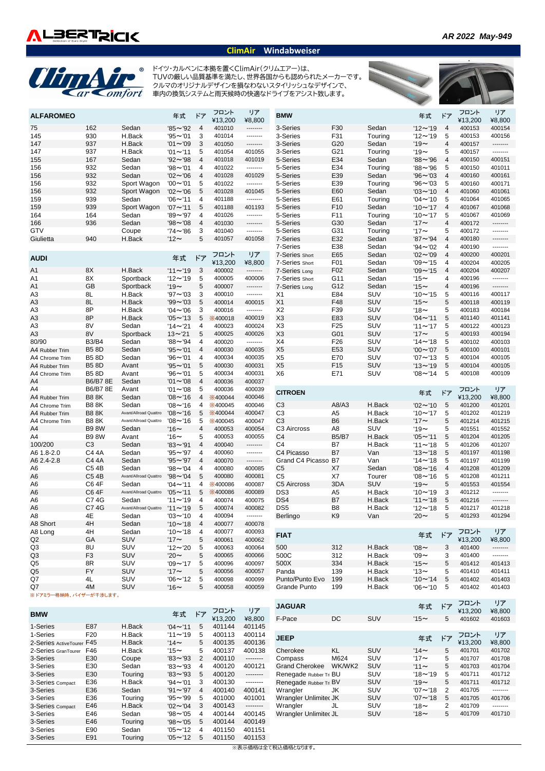# ALBERTRICK

**AR 2022 May-949**

## ClimAir Windabweiser

ClimAir® Car Comfort

ドイツ・カルペンに本拠を置くClimAir(クリムエアー)は、
TUVの厳しい品質基準を満たし、世界各国からも認められたメーカーです。
クルマのオリジナルデザインを損なわないスタイリッシュなデザインで、
車内の換気システムと雨天候時の快適なドライブをアシスト致します。

### ALFAROMEO

| ALFAROMEO | | | 年式 | ドア | フロント ¥13,200 | リア ¥8,800 |
|---|---|---|---|---|---|---|
| 75 | 162 | Sedan | '85〜'92 | 4 | 401010 | -------- |
| 145 | 930 | H.Back | '95〜'01 | 3 | 401014 | -------- |
| 147 | 937 | H.Back | '01〜'09 | 3 | 401050 | -------- |
| 147 | 937 | H.Back | '01〜'11 | 5 | 401054 | 401055 |
| 155 | 167 | Sedan | '92〜'98 | 4 | 401018 | 401019 |
| 156 | 932 | Sedan | '98〜'01 | 4 | 401022 | -------- |
| 156 | 932 | Sedan | '02〜'06 | 4 | 401028 | 401029 |
| 156 | 932 | Sport Wagon | '00〜'01 | 5 | 401022 | -------- |
| 156 | 932 | Sport Wagon | '02〜'06 | 5 | 401028 | 401045 |
| 159 | 939 | Sedan | '06〜'11 | 4 | 401188 | -------- |
| 159 | 939 | Sport Wagon | '07〜'11 | 5 | 401188 | 401193 |
| 164 | 164 | Sedan | '89〜'97 | 4 | 401026 | -------- |
| 166 | 936 | Sedan | '98〜'08 | 4 | 401030 | -------- |
| GTV | | Coupe | '74〜'86 | 3 | 401040 | -------- |
| Giulietta | 940 | H.Back | '12〜 | 5 | 401057 | 401058 |

### AUDI

| AUDI | | | 年式 | ドア | フロント ¥13,200 | リア ¥8,800 |
|---|---|---|---|---|---|---|
| A1 | 8X | H.Back | '11〜'19 | 3 | 400002 | -------- |
| A1 | 8X | Sportback | '12〜'19 | 5 | 400005 | 400006 |
| A1 | GB | Sportback | '19〜 | 5 | 400007 | -------- |
| A3 | 8L | H.Back | '97〜'03 | 3 | 400010 | -------- |
| A3 | 8L | H.Back | '99〜'03 | 5 | 400014 | 400015 |
| A3 | 8P | H.Back | '04〜'06 | 3 | 400016 | -------- |
| A3 | 8P | H.Back | '05〜'13 | 5 | ※400018 | 400019 |
| A3 | 8V | Sedan | '14〜'21 | 4 | 400023 | 400024 |
| A3 | 8V | Sportback | 13〜'21 | 5 | 400025 | 400026 |
| 80/90 | B3/B4 | Sedan | '88〜'94 | 4 | 400020 | -------- |
| A4 Rubber Trim | B5 8D | Sedan | '95〜'01 | 4 | 400030 | 400035 |
| A4 Chrome Trim | B5 8D | Sedan | '96〜'01 | 4 | 400034 | 400035 |
| A4 Rubber Trim | B5 8D | Avant | '95〜'01 | 5 | 400030 | 400031 |
| A4 Chrome Trim | B5 8D | Avant | '96〜'01 | 5 | 400034 | 400031 |
| A4 | B6/B7 8E | Sedan | '01〜'08 | 4 | 400036 | 400037 |
| A4 | B6/B7 8E | Avant | '01〜'08 | 5 | 400036 | 400039 |
| A4 Rubber Trim | B8 8K | Sedan | '08〜'16 | 4 | ※400044 | 400046 |
| A4 Chrome Trim | B8 8K | Sedan | '08〜'16 | 4 | ※400045 | 400046 |
| A4 Rubber Trim | B8 8K | Avant/Allroad Quattro | '08〜'16 | 5 | ※400044 | 400047 |
| A4 Chrome Trim | B8 8K | Avant/Allroad Quattro | '08〜'16 | 5 | ※400045 | 400047 |
| A4 | B9 8W | Sedan | '16〜 | 4 | 400053 | 400054 |
| A4 | B9 8W | Avant | '16〜 | 5 | 400053 | 400055 |
| 100/200 | C3 | Sedan | '83〜'91 | 4 | 400040 | -------- |
| A6 1.8-2.0 | C4 4A | Sedan | '95〜'97 | 4 | 400060 | -------- |
| A6 2.4-2.8 | C4 4A | Sedan | '95〜'97 | 4 | 400070 | -------- |
| A6 | C5 4B | Sedan | '98〜'04 | 4 | 400080 | 400085 |
| A6 | C5 4B | Avant/Allroad Quattro | '98〜'04 | 5 | 400080 | 400081 |
| A6 | C6 4F | Sedan | '04〜'11 | 4 | ※400086 | 400087 |
| A6 | C6 4F | Avant/Allroad Quattro | '05〜'11 | 5 | ※400086 | 400089 |
| A6 | C7 4G | Sedan | '11〜'19 | 4 | 400074 | 400075 |
| A6 | C7 4G | Avant/Allroad Quattro | '11〜'19 | 5 | 400074 | 400082 |
| A8 | 4E | Sedan | '03〜'10 | 4 | 400094 | -------- |
| A8 Short | 4H | Sedan | '10〜'18 | 4 | 400077 | 400078 |
| A8 Long | 4H | Sedan | '10〜'18 | 4 | 400077 | 400093 |
| Q2 | GA | SUV | '17〜 | 5 | 400061 | 400062 |
| Q3 | 8U | SUV | '12〜'20 | 5 | 400063 | 400064 |
| Q3 | F3 | SUV | '20〜 | 5 | 400065 | 400066 |
| Q5 | 8R | SUV | '09〜'17 | 5 | 400096 | 400097 |
| Q5 | FY | SUV | '17〜 | 5 | 400056 | 400057 |
| Q7 | 4L | SUV | '06〜'12 | 5 | 400098 | 400099 |
| Q7 | 4M | SUV | '16〜 | 5 | 400058 | 400059 |

※ドアミラー格納時、バイザーが干渉します。

### BMW

| BMW | | | 年式 | ドア | フロント ¥13,200 | リア ¥8,800 |
|---|---|---|---|---|---|---|
| 1-Series | E87 | H.Back | '04〜'11 | 5 | 401144 | 401145 |
| 1-Series | F20 | H.Back | '11〜'19 | 5 | 400113 | 400114 |
| 2-Series ActiveTourer | F45 | H.Back | '14〜 | 5 | 400135 | 400136 |
| 2-Series GranTourer | F46 | H.Back | '15〜 | 5 | 400137 | 400138 |
| 3-Series | E30 | Coupe | '83〜'93 | 2 | 400110 | -------- |
| 3-Series | E30 | Sedan | '83〜'93 | 4 | 400120 | 400121 |
| 3-Series | E30 | Touring | '83〜'93 | 5 | 400120 | -------- |
| 3-Series Compact | E36 | H.Back | '94〜'01 | 3 | 400130 | -------- |
| 3-Series | E36 | Sedan | '91〜'97 | 4 | 400140 | 400141 |
| 3-Series | E36 | Touring | '95〜'99 | 5 | 401000 | 401001 |
| 3-Series Compact | E46 | H.Back | '02〜'04 | 3 | 400143 | -------- |
| 3-Series | E46 | Sedan | '98〜'05 | 4 | 400144 | 400145 |
| 3-Series | E46 | Touring | '98〜'05 | 5 | 400144 | 400149 |
| 3-Series | E90 | Sedan | '05〜'12 | 4 | 401150 | 401151 |
| 3-Series | E91 | Touring | '05〜'12 | 5 | 401150 | 401153 |
| 3-Series | F30 | Sedan | '12〜'19 | 4 | 400153 | 400154 |
| 3-Series | F31 | Touring | '12〜'19 | 5 | 400153 | 400156 |
| 3-Series | G20 | Sedan | '19〜 | 4 | 400157 | -------- |
| 3-Series | G21 | Touring | '19〜 | 5 | 400157 | -------- |
| 5-Series | E34 | Sedan | '88〜'96 | 4 | 400150 | 400151 |
| 5-Series | E34 | Touring | '88〜'96 | 5 | 400150 | 401011 |
| 5-Series | E39 | Sedan | '96〜'03 | 4 | 400160 | 400161 |
| 5-Series | E39 | Touring | '96〜'03 | 5 | 400160 | 400171 |
| 5-Series | E60 | Sedan | '03〜'10 | 4 | 401060 | 401061 |
| 5-Series | E61 | Touring | '04〜'10 | 5 | 401064 | 401065 |
| 5-Series | F10 | Sedan | '10〜'17 | 4 | 401067 | 401068 |
| 5-Series | F11 | Touring | '10〜'17 | 5 | 401067 | 401069 |
| 5-Series | G30 | Sedan | '17〜 | 4 | 400172 | -------- |
| 5-Series | G31 | Touring | '17〜 | 5 | 400172 | -------- |
| 7-Series | E32 | Sedan | '87〜'94 | 4 | 400180 | -------- |
| 7-Series | E38 | Sedan | '94〜'02 | 4 | 400190 | -------- |
| 7-Series Short | E65 | Sedan | '02〜'09 | 4 | 400200 | 400201 |
| 7-Series Short | F01 | Sedan | '09〜'15 | 4 | 400204 | 400205 |
| 7-Series Long | F02 | Sedan | '09〜'15 | 4 | 400204 | 400207 |
| 7-Series Short | G11 | Sedan | '15〜 | 4 | 400196 | -------- |
| 7-Series Long | G12 | Sedan | '15〜 | 4 | 400196 | -------- |
| X1 | E84 | SUV | '10〜'15 | 5 | 400116 | 400117 |
| X1 | F48 | SUV | '15〜 | 5 | 400118 | 400119 |
| X2 | F39 | SUV | '18〜 | 5 | 400183 | 400184 |
| X3 | E83 | SUV | '04〜'11 | 5 | 401140 | 401141 |
| X3 | F25 | SUV | '11〜'17 | 5 | 400122 | 400123 |
| X3 | G01 | SUV | '17〜 | 5 | 400193 | 400194 |
| X4 | F26 | SUV | '14〜'18 | 5 | 400102 | 400103 |
| X5 | E53 | SUV | '00〜'07 | 5 | 400100 | 400101 |
| X5 | E70 | SUV | '07〜'13 | 5 | 400104 | 400105 |
| X5 | F15 | SUV | '13〜'19 | 5 | 400104 | 400105 |
| X6 | E71 | SUV | '08〜'14 | 5 | 400108 | 400109 |

### CITROEN

| CITROEN | | | 年式 | ドア | フロント ¥13,200 | リア ¥8,800 |
|---|---|---|---|---|---|---|
| C3 | A8/A3 | H.Back | '02〜'10 | 5 | 401200 | 401201 |
| C3 | A5 | H.Back | '10〜'17 | 5 | 401202 | 401219 |
| C3 | B6 | H.Back | '17〜 | 5 | 401214 | 401215 |
| C3 Aircross | A8 | SUV | '19〜 | 5 | 401551 | 401552 |
| C4 | B5/B7 | H.Back | '05〜'11 | 5 | 401204 | 401205 |
| C4 | B7 | H.Back | '11〜'18 | 5 | 401206 | 401207 |
| C4 Picasso | B7 | Van | '13〜'18 | 5 | 401197 | 401198 |
| Grand C4 Picasso | B7 | Van | '14〜'18 | 5 | 401197 | 401199 |
| C5 | X7 | Sedan | '08〜'16 | 4 | 401208 | 401209 |
| C5 | X7 | Tourer | '08〜'16 | 5 | 401208 | 401211 |
| C5 Aircross | 3DA | SUV | '19〜 | 5 | 401553 | 401554 |
| DS3 | A5 | H.Back | '10〜'19 | 3 | 401212 | -------- |
| DS4 | B7 | H.Back | '11〜'18 | 5 | 401216 | -------- |
| DS5 | B8 | H.Back | '12〜'18 | 5 | 401217 | 401218 |
| Berlingo | K9 | Van | '20〜 | 5 | 401293 | 401294 |

### FIAT

| FIAT | | | 年式 | ドア | フロント ¥13,200 | リア ¥8,800 |
|---|---|---|---|---|---|---|
| 500 | 312 | H.Back | '08〜 | 3 | 401400 | -------- |
| 500C | 312 | H.Back | '09〜 | 3 | 401400 | -------- |
| 500X | 334 | H.Back | '15〜 | 5 | 401412 | 401413 |
| Panda | 139 | H.Back | '13〜 | 5 | 401410 | 401411 |
| Punto/Punto Evo | 199 | H.Back | '10〜'14 | 5 | 401402 | 401403 |
| Grande Punto | 199 | H.Back | '06〜'10 | 5 | 401402 | 401403 |

### JAGUAR

| JAGUAR | | | 年式 | ドア | フロント ¥13,200 | リア ¥8,800 |
|---|---|---|---|---|---|---|
| F-Pace | DC | SUV | '15〜 | 5 | 401602 | 401603 |

### JEEP

| JEEP | | | 年式 | ドア | フロント ¥13,200 | リア ¥8,800 |
|---|---|---|---|---|---|---|
| Cherokee | KL | SUV | '14〜 | 5 | 401701 | 401702 |
| Compass | M624 | SUV | '17〜 | 5 | 401707 | 401708 |
| Grand Cherokee | WK/WK2 | SUV | '11〜 | 5 | 401703 | 401704 |
| Renegade Rubber Tr | BU | SUV | '18〜'19 | 5 | 401711 | 401712 |
| Renegade Rubber Tr | BV | SUV | '19〜 | 5 | 401711 | 401712 |
| Wrangler | JK | SUV | '07〜'18 | 2 | 401705 | -------- |
| Wrangler Unlimited | JK | SUV | '07〜'18 | 5 | 401705 | 401706 |
| Wrangler | JL | SUV | '18〜 | 2 | 401709 | -------- |
| Wrangler Unlimited | JL | SUV | '18〜 | 5 | 401709 | 401710 |

※表示価格は全て税込価格となります。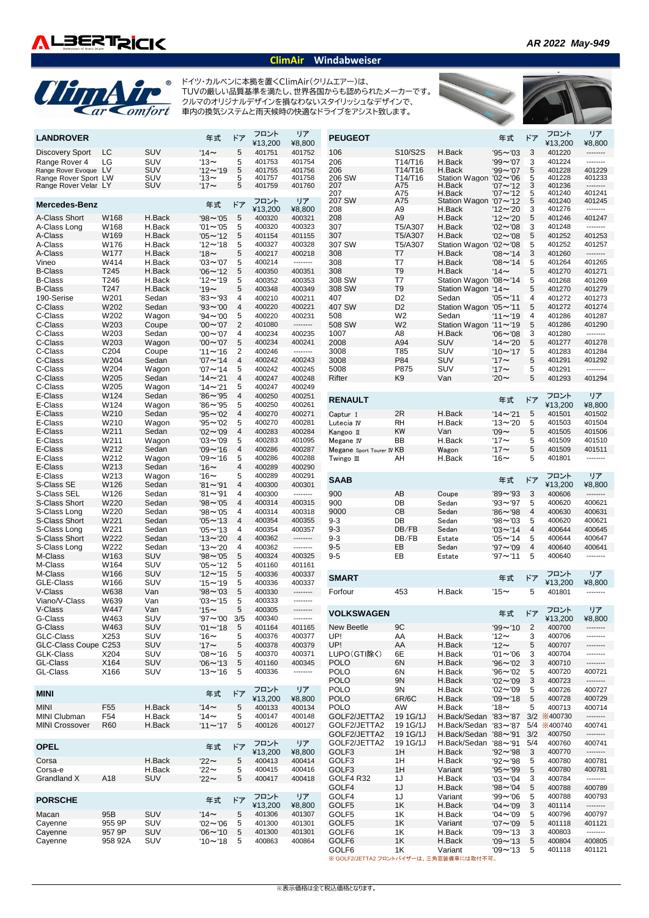# ClimAir Windabweiser

ドイツ・カルベンに本拠を置くClimAir(クリムエアー)は、
TUVの厳しい品質基準を満たし、世界各国からも認められたメーカーです。
クルマのオリジナルデザインを損なわないスタイリッシュなデザインで、
車内の換気システムと雨天候時の快適なドライブをアシスト致します。

## LANDROVER

| LANDROVER | | | 年式 | ドア | フロント ¥13,200 | リア ¥8,800 |
|---|---|---|---|---|---|---|
| Discovery Sport | LC | SUV | '14～ | 5 | 401751 | 401752 |
| Range Rover 4 | LG | SUV | '13～ | 5 | 401753 | 401754 |
| Range Rover Evoque | LV | SUV | '12～'19 | 5 | 401755 | 401756 |
| Range Rover Sport | LW | SUV | '13～ | 5 | 401757 | 401758 |
| Range Rover Velar | LY | SUV | '17～ | 5 | 401759 | 401760 |

## Mercedes-Benz

| Mercedes-Benz | | | 年式 | ドア | フロント ¥13,200 | リア ¥8,800 |
|---|---|---|---|---|---|---|
| A-Class Short | W168 | H.Back | '98～'05 | 5 | 400320 | 400321 |
| A-Class Long | W168 | H.Back | '01～'05 | 5 | 400320 | 400323 |
| A-Class | W169 | H.Back | '05～'12 | 5 | 401154 | 401155 |
| A-Class | W176 | H.Back | '12～'18 | 5 | 400327 | 400328 |
| A-Class | W177 | H.Back | '18～ | 5 | 400217 | 400218 |
| Vineo | W414 | H.Back | '03～'07 | 5 | 400214 | -------- |
| B-Class | T245 | H.Back | '06～'12 | 5 | 400350 | 400351 |
| B-Class | T246 | H.Back | '12～'19 | 5 | 400352 | 400353 |
| B-Class | T247 | H.Back | '19～ | 5 | 400348 | 400349 |
| 190-Serise | W201 | Sedan | '83～'93 | 4 | 400210 | 400211 |
| C-Class | W202 | Sedan | '93～'00 | 4 | 400220 | 400221 |
| C-Class | W202 | Wagon | '94～'00 | 5 | 400220 | 400231 |
| C-Class | W203 | Coupe | '00～'07 | 2 | 401080 | -------- |
| C-Class | W203 | Sedan | '00～'07 | 4 | 400234 | 400235 |
| C-Class | W203 | Wagon | '00～'07 | 5 | 400234 | 400241 |
| C-Class | C204 | Coupe | '11～'16 | 2 | 400246 | -------- |
| C-Class | W204 | Sedan | '07～'14 | 4 | 400242 | 400243 |
| C-Class | W204 | Wagon | '07～'14 | 5 | 400242 | 400245 |
| C-Class | W205 | Sedan | '14～'21 | 4 | 400247 | 400248 |
| C-Class | W205 | Wagon | '14～'21 | 5 | 400247 | 400249 |
| E-Class | W124 | Sedan | '86～'95 | 4 | 400250 | 400251 |
| E-Class | W124 | Wagon | '86～'95 | 5 | 400250 | 400261 |
| E-Class | W210 | Sedan | '95～'02 | 4 | 400270 | 400271 |
| E-Class | W210 | Wagon | '95～'02 | 5 | 400270 | 400281 |
| E-Class | W211 | Sedan | '02～'09 | 4 | 400283 | 400284 |
| E-Class | W211 | Wagon | '03～'09 | 5 | 400283 | 401095 |
| E-Class | W212 | Sedan | '09～'16 | 4 | 400286 | 400287 |
| E-Class | W212 | Wagon | '09～'16 | 5 | 400286 | 400288 |
| E-Class | W213 | Sedan | '16～ | 4 | 400289 | 400290 |
| E-Class | W213 | Wagon | '16～ | 5 | 400289 | 400291 |
| S-Class SE | W126 | Sedan | '81～'91 | 4 | 400300 | 400301 |
| S-Class SEL | W126 | Sedan | '81～'91 | 4 | 400300 | -------- |
| S-Class Short | W220 | Sedan | '98～'05 | 4 | 400314 | 400315 |
| S-Class Long | W220 | Sedan | '98～'05 | 4 | 400314 | 400318 |
| S-Class Short | W221 | Sedan | '05～'13 | 4 | 400354 | 400355 |
| S-Class Long | W221 | Sedan | '05～'13 | 4 | 400354 | 400357 |
| S-Class Short | W222 | Sedan | '13～'20 | 4 | 400362 | -------- |
| S-Class Long | W222 | Sedan | '13～'20 | 4 | 400362 | -------- |
| M-Class | W163 | SUV | '98～'05 | 5 | 400324 | 400325 |
| M-Class | W164 | SUV | '05～'12 | 5 | 401160 | 401161 |
| M-Class | W166 | SUV | '12～'15 | 5 | 400336 | 400337 |
| GLE-Class | W166 | SUV | '15～'19 | 5 | 400336 | 400337 |
| V-Class | W638 | Van | '98～'03 | 5 | 400330 | -------- |
| Viano/V-Class | W639 | Van | '03～'15 | 5 | 400333 | -------- |
| V-Class | W447 | Van | '15～ | 5 | 400305 | -------- |
| G-Class | W463 | SUV | '97～'00 | 3/5 | 400340 | -------- |
| G-Class | W463 | SUV | '01～'18 | 5 | 401164 | 401165 |
| GLC-Class | X253 | SUV | '16～ | 5 | 400376 | 400377 |
| GLC-Class Coupe | C253 | SUV | '17～ | 5 | 400378 | 400379 |
| GLK-Class | X204 | SUV | '08～'16 | 5 | 400370 | 400371 |
| GL-Class | X164 | SUV | '06～'13 | 5 | 401160 | 400345 |
| GL-Class | X166 | SUV | '13～'16 | 5 | 400336 | -------- |

## MINI

| MINI | | | 年式 | ドア | フロント ¥13,200 | リア ¥8,800 |
|---|---|---|---|---|---|---|
| MINI | F55 | H.Back | '14～ | 5 | 400133 | 400134 |
| MINI Clubman | F54 | H.Back | '14～ | 5 | 400147 | 400148 |
| MINI Crossover | R60 | H.Back | '11～'17 | 5 | 400126 | 400127 |

## OPEL

| OPEL | | | 年式 | ドア | フロント ¥13,200 | リア ¥8,800 |
|---|---|---|---|---|---|---|
| Corsa | | H.Back | '22～ | 5 | 400413 | 400414 |
| Corsa-e | | H.Back | '22～ | 5 | 400415 | 400416 |
| Grandland X | A18 | SUV | '22～ | 5 | 400417 | 400418 |

## PORSCHE

| PORSCHE | | | 年式 | ドア | フロント ¥13,200 | リア ¥8,800 |
|---|---|---|---|---|---|---|
| Macan | 95B | SUV | '14～ | 5 | 401306 | 401307 |
| Cayenne | 955 9P | SUV | '02～'06 | 5 | 401300 | 401301 |
| Cayenne | 957 9P | SUV | '06～'10 | 5 | 401300 | 401301 |
| Cayenne | 958 92A | SUV | '10～'18 | 5 | 400863 | 400864 |

## PEUGEOT

| PEUGEOT | | | 年式 | ドア | フロント ¥13,200 | リア ¥8,800 |
|---|---|---|---|---|---|---|
| 106 | S10/S2S | H.Back | '95～'03 | 3 | 401220 | -------- |
| 206 | T14/T16 | H.Back | '99～'07 | 3 | 401224 | -------- |
| 206 | T14/T16 | H.Back | '99～'07 | 5 | 401228 | 401229 |
| 206 SW | T14/T16 | Station Wagon | '02～'06 | 5 | 401228 | 401233 |
| 207 | A75 | H.Back | '07～'12 | 3 | 401236 | -------- |
| 207 | A75 | H.Back | '07～'12 | 5 | 401240 | 401241 |
| 207 SW | A75 | Station Wagon | '07～'12 | 5 | 401240 | 401245 |
| 208 | A9 | H.Back | '12～'20 | 3 | 401276 | -------- |
| 208 | A9 | H.Back | '12～'20 | 5 | 401246 | 401247 |
| 307 | T5/A307 | H.Back | '02～'08 | 3 | 401248 | -------- |
| 307 | T5/A307 | H.Back | '02～'08 | 5 | 401252 | 401253 |
| 307 SW | T5/A307 | Station Wagon | '02～'08 | 5 | 401252 | 401257 |
| 308 | T7 | H.Back | '08～'14 | 3 | 401260 | -------- |
| 308 | T7 | H.Back | '08～'14 | 5 | 401264 | 401265 |
| 308 | T9 | H.Back | '14～ | 5 | 401270 | 401271 |
| 308 SW | T7 | Station Wagon | '08～'14 | 5 | 401268 | 401269 |
| 308 SW | T9 | Station Wagon | '14～ | 5 | 401270 | 401279 |
| 407 | D2 | Sedan | '05～'11 | 4 | 401272 | 401273 |
| 407 SW | D2 | Station Wagon | '05～'11 | 5 | 401272 | 401274 |
| 508 | W2 | Sedan | '11～'19 | 4 | 401286 | 401287 |
| 508 SW | W2 | Station Wagon | '11～'19 | 5 | 401286 | 401290 |
| 1007 | A8 | H.Back | '06～'08 | 3 | 401280 | -------- |
| 2008 | A94 | SUV | '14～'20 | 5 | 401277 | 401278 |
| 3008 | T85 | SUV | '10～'17 | 5 | 401283 | 401284 |
| 3008 | P84 | SUV | '17～ | 5 | 401291 | 401292 |
| 5008 | P875 | SUV | '17～ | 5 | 401291 | -------- |
| Rifter | K9 | Van | '20～ | 5 | 401293 | 401294 |

## RENAULT

| RENAULT | | | 年式 | ドア | フロント ¥13,200 | リア ¥8,800 |
|---|---|---|---|---|---|---|
| Captur Ⅰ | 2R | H.Back | '14～'21 | 5 | 401501 | 401502 |
| Lutecia Ⅳ | RH | H.Back | '13～'20 | 5 | 401503 | 401504 |
| Kangoo Ⅱ | KW | Van | '09～ | 5 | 401505 | 401506 |
| Megane Ⅳ | BB | H.Back | '17～ | 5 | 401509 | 401510 |
| Megane Sport Tourer Ⅳ | KB | Wagon | '17～ | 5 | 401509 | 401511 |
| Twingo Ⅲ | AH | H.Back | '16～ | 5 | 401801 | -------- |

## SAAB

| SAAB | | | 年式 | ドア | フロント ¥13,200 | リア ¥8,800 |
|---|---|---|---|---|---|---|
| 900 | AB | Coupe | '89～'93 | 3 | 400606 | -------- |
| 900 | DB | Sedan | '93～'97 | 5 | 400620 | 400621 |
| 9000 | CB | Sedan | '86～'98 | 4 | 400630 | 400631 |
| 9-3 | DB | Sedan | '98～'03 | 5 | 400620 | 400621 |
| 9-3 | DB/FB | Sedan | '03～'14 | 4 | 400644 | 400645 |
| 9-3 | DB/FB | Estate | '05～'14 | 5 | 400644 | 400647 |
| 9-5 | EB | Sedan | '97～'09 | 4 | 400640 | 400641 |
| 9-5 | EB | Estate | '97～'11 | 5 | 400640 | -------- |

## SMART

| SMART | | | 年式 | ドア | フロント ¥13,200 | リア ¥8,800 |
|---|---|---|---|---|---|---|
| Forfour | 453 | H.Back | '15～ | 5 | 401801 | -------- |

## VOLKSWAGEN

| VOLKSWAGEN | | | 年式 | ドア | フロント ¥13,200 | リア ¥8,800 |
|---|---|---|---|---|---|---|
| New Beetle | 9C | | '99～'10 | 2 | 400700 | -------- |
| UP! | AA | H.Back | '12～ | 3 | 400706 | -------- |
| UP! | AA | H.Back | '12～ | 5 | 400707 | -------- |
| LUPO(GTI除く) | 6E | H.Back | '01～'06 | 3 | 400704 | -------- |
| POLO | 6N | H.Back | '96～'02 | 3 | 400710 | -------- |
| POLO | 6N | H.Back | '96～'02 | 5 | 400720 | 400721 |
| POLO | 9N | H.Back | '02～'09 | 3 | 400723 | -------- |
| POLO | 9N | H.Back | '02～'09 | 5 | 400726 | 400727 |
| POLO | 6R/6C | H.Back | '09～'18 | 5 | 400728 | 400729 |
| POLO | AW | H.Back | '18～ | 5 | 400713 | 400714 |
| GOLF2/JETTA2 | 19 1G/1J | H.Back/Sedan | '83～'87 | 3/2 | ※400730 | -------- |
| GOLF2/JETTA2 | 19 1G/1J | H.Back/Sedan | '83～'87 | 5/4 | ※400740 | 400741 |
| GOLF2/JETTA2 | 19 1G/1J | H.Back/Sedan | '88～'91 | 3/2 | 400750 | -------- |
| GOLF2/JETTA2 | 19 1G/1J | H.Back/Sedan | '88～'91 | 5/4 | 400760 | 400741 |
| GOLF3 | 1H | H.Back | '92～'98 | 3 | 400770 | -------- |
| GOLF3 | 1H | H.Back | '92～'98 | 5 | 400780 | 400781 |
| GOLF3 | 1H | Variant | '95～'99 | 5 | 400780 | 400781 |
| GOLF4 R32 | 1J | H.Back | '03～'04 | 3 | 400784 | -------- |
| GOLF4 | 1J | H.Back | '98～'04 | 5 | 400788 | 400789 |
| GOLF4 | 1J | Variant | '99～'06 | 5 | 400788 | 400793 |
| GOLF5 | 1K | H.Back | '04～'09 | 3 | 401114 | -------- |
| GOLF5 | 1K | H.Back | '04～'09 | 5 | 400796 | 400797 |
| GOLF5 | 1K | Variant | '07～'09 | 5 | 401118 | 401121 |
| GOLF6 | 1K | H.Back | '09～'13 | 3 | 400803 | -------- |
| GOLF6 | 1K | H.Back | '09～'13 | 5 | 400804 | 400805 |
| GOLF6 | 1K | Variant | '09～'13 | 5 | 401118 | 401121 |

※ GOLF2/JETTA2 フロントバイザーは、三角窓装備車には取付不可。

※表示価格は全て税込価格となります。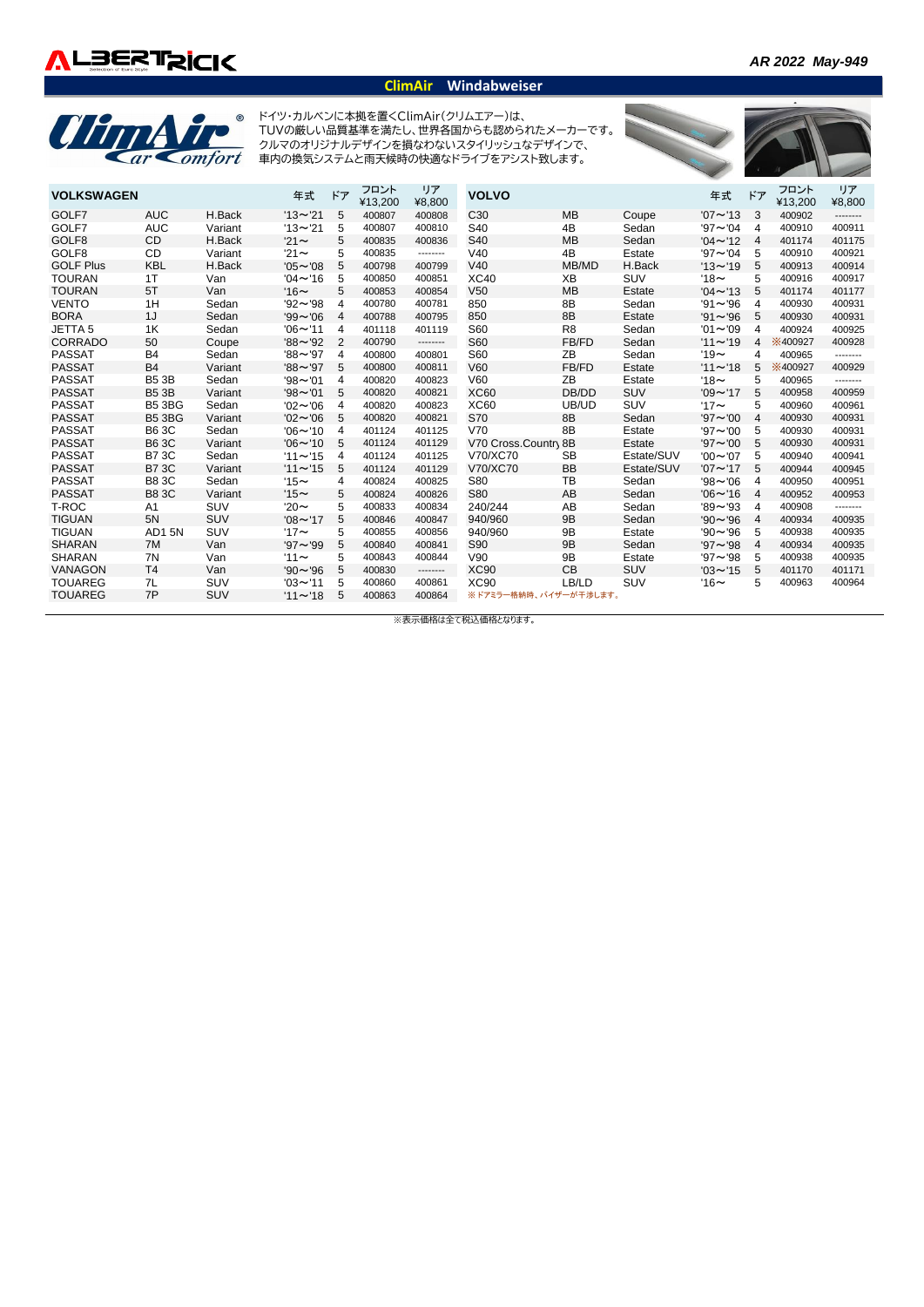## ClimAir Windabweiser

ドイツ・カルベンに本拠を置くClimAir(クリムエアー)は、
TUVの厳しい品質基準を満たし、世界各国からも認められたメーカーです。
クルマのオリジナルデザインを損なわないスタイリッシュなデザインで、
車内の換気システムと雨天候時の快適なドライブをアシスト致します。

| VOLKSWAGEN | | | 年式 | ドア | フロント ¥13,200 | リア ¥8,800 |
|---|---|---|---|---|---|---|
| GOLF7 | AUC | H.Back | '13～'21 | 5 | 400807 | 400808 |
| GOLF7 | AUC | Variant | '13～'21 | 5 | 400807 | 400810 |
| GOLF8 | CD | H.Back | '21～ | 5 | 400835 | 400836 |
| GOLF8 | CD | Variant | '21～ | 5 | 400835 | -------- |
| GOLF Plus | KBL | H.Back | '05～'08 | 5 | 400798 | 400799 |
| TOURAN | 1T | Van | '04～'16 | 5 | 400850 | 400851 |
| TOURAN | 5T | Van | '16～ | 5 | 400853 | 400854 |
| VENTO | 1H | Sedan | '92～'98 | 4 | 400780 | 400781 |
| BORA | 1J | Sedan | '99～'06 | 4 | 400788 | 400795 |
| JETTA 5 | 1K | Sedan | '06～'11 | 4 | 401118 | 401119 |
| CORRADO | 50 | Coupe | '88～'92 | 2 | 400790 | -------- |
| PASSAT | B4 | Sedan | '88～'97 | 4 | 400800 | 400801 |
| PASSAT | B4 | Variant | '88～'97 | 5 | 400800 | 400811 |
| PASSAT | B5 3B | Sedan | '98～'01 | 4 | 400820 | 400823 |
| PASSAT | B5 3B | Variant | '98～'01 | 5 | 400820 | 400821 |
| PASSAT | B5 3BG | Sedan | '02～'06 | 4 | 400820 | 400823 |
| PASSAT | B5 3BG | Variant | '02～'06 | 5 | 400820 | 400821 |
| PASSAT | B6 3C | Sedan | '06～'10 | 4 | 401124 | 401125 |
| PASSAT | B6 3C | Variant | '06～'10 | 5 | 401124 | 401129 |
| PASSAT | B7 3C | Sedan | '11～'15 | 4 | 401124 | 401125 |
| PASSAT | B7 3C | Variant | '11～'15 | 5 | 401124 | 401129 |
| PASSAT | B8 3C | Sedan | '15～ | 4 | 400824 | 400825 |
| PASSAT | B8 3C | Variant | '15～ | 5 | 400824 | 400826 |
| T-ROC | A1 | SUV | '20～ | 5 | 400833 | 400834 |
| TIGUAN | 5N | SUV | '08～'17 | 5 | 400846 | 400847 |
| TIGUAN | AD1 5N | SUV | '17～ | 5 | 400855 | 400856 |
| SHARAN | 7M | Van | '97～'99 | 5 | 400840 | 400841 |
| SHARAN | 7N | Van | '11～ | 5 | 400843 | 400844 |
| VANAGON | T4 | Van | '90～'96 | 5 | 400830 | -------- |
| TOUAREG | 7L | SUV | '03～'11 | 5 | 400860 | 400861 |
| TOUAREG | 7P | SUV | '11～'18 | 5 | 400863 | 400864 |

| VOLVO | | | 年式 | ドア | フロント ¥13,200 | リア ¥8,800 |
|---|---|---|---|---|---|---|
| C30 | MB | Coupe | '07～'13 | 3 | 400902 | -------- |
| S40 | 4B | Sedan | '97～'04 | 4 | 400910 | 400911 |
| S40 | MB | Sedan | '04～'12 | 4 | 401174 | 401175 |
| V40 | 4B | Estate | '97～'04 | 5 | 400910 | 400921 |
| V40 | MB/MD | H.Back | '13～'19 | 5 | 400913 | 400914 |
| XC40 | XB | SUV | '18～ | 5 | 400916 | 400917 |
| V50 | MB | Estate | '04～'13 | 5 | 401174 | 401177 |
| 850 | 8B | Sedan | '91～'96 | 4 | 400930 | 400931 |
| 850 | 8B | Estate | '91～'96 | 5 | 400930 | 400931 |
| S60 | R8 | Sedan | '01～'09 | 4 | 400924 | 400925 |
| S60 | FB/FD | Sedan | '11～'19 | 4 | ※400927 | 400928 |
| S60 | ZB | Sedan | '19～ | 4 | 400965 | -------- |
| V60 | FB/FD | Estate | '11～'18 | 5 | ※400927 | 400929 |
| V60 | ZB | Estate | '18～ | 5 | 400965 | -------- |
| XC60 | DB/DD | SUV | '09～'17 | 5 | 400958 | 400959 |
| XC60 | UB/UD | SUV | '17～ | 5 | 400960 | 400961 |
| S70 | 8B | Sedan | '97～'00 | 4 | 400930 | 400931 |
| V70 | 8B | Estate | '97～'00 | 5 | 400930 | 400931 |
| V70 Cross.Country | 8B | Estate | '97～'00 | 5 | 400930 | 400931 |
| V70/XC70 | SB | Estate/SUV | '00～'07 | 5 | 400940 | 400941 |
| V70/XC70 | BB | Estate/SUV | '07～'17 | 5 | 400944 | 400945 |
| S80 | TB | Sedan | '98～'06 | 4 | 400950 | 400951 |
| S80 | AB | Sedan | '06～'16 | 4 | 400952 | 400953 |
| 240/244 | AB | Sedan | '89～'93 | 4 | 400908 | -------- |
| 940/960 | 9B | Sedan | '90～'96 | 4 | 400934 | 400935 |
| 940/960 | 9B | Estate | '90～'96 | 5 | 400938 | 400935 |
| S90 | 9B | Sedan | '97～'98 | 4 | 400934 | 400935 |
| V90 | 9B | Estate | '97～'98 | 5 | 400938 | 400935 |
| XC90 | CB | SUV | '03～'15 | 5 | 401170 | 401171 |
| XC90 | LB/LD | SUV | '16～ | 5 | 400963 | 400964 |

※ドアミラー格納時、バイザーが干渉します。

※表示価格は全て税込価格となります。